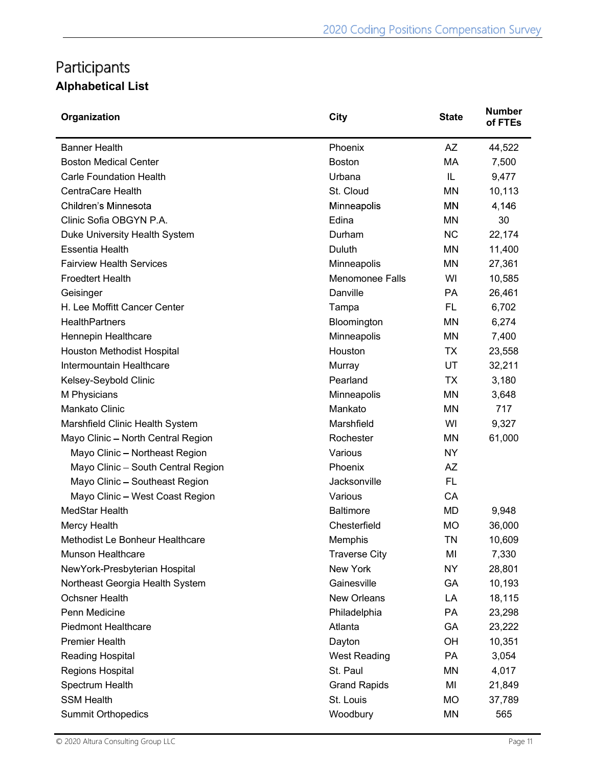# Participants

## Alphabetical List

| Organization | City | State | Number of FTEs |
|---|---|---|---|
| Banner Health | Phoenix | AZ | 44,522 |
| Boston Medical Center | Boston | MA | 7,500 |
| Carle Foundation Health | Urbana | IL | 9,477 |
| CentraCare Health | St. Cloud | MN | 10,113 |
| Children's Minnesota | Minneapolis | MN | 4,146 |
| Clinic Sofia OBGYN P.A. | Edina | MN | 30 |
| Duke University Health System | Durham | NC | 22,174 |
| Essentia Health | Duluth | MN | 11,400 |
| Fairview Health Services | Minneapolis | MN | 27,361 |
| Froedtert Health | Menomonee Falls | WI | 10,585 |
| Geisinger | Danville | PA | 26,461 |
| H. Lee Moffitt Cancer Center | Tampa | FL | 6,702 |
| HealthPartners | Bloomington | MN | 6,274 |
| Hennepin Healthcare | Minneapolis | MN | 7,400 |
| Houston Methodist Hospital | Houston | TX | 23,558 |
| Intermountain Healthcare | Murray | UT | 32,211 |
| Kelsey-Seybold Clinic | Pearland | TX | 3,180 |
| M Physicians | Minneapolis | MN | 3,648 |
| Mankato Clinic | Mankato | MN | 717 |
| Marshfield Clinic Health System | Marshfield | WI | 9,327 |
| Mayo Clinic – North Central Region | Rochester | MN | 61,000 |
| Mayo Clinic – Northeast Region | Various | NY | |
| Mayo Clinic – South Central Region | Phoenix | AZ | |
| Mayo Clinic – Southeast Region | Jacksonville | FL | |
| Mayo Clinic – West Coast Region | Various | CA | |
| MedStar Health | Baltimore | MD | 9,948 |
| Mercy Health | Chesterfield | MO | 36,000 |
| Methodist Le Bonheur Healthcare | Memphis | TN | 10,609 |
| Munson Healthcare | Traverse City | MI | 7,330 |
| NewYork-Presbyterian Hospital | New York | NY | 28,801 |
| Northeast Georgia Health System | Gainesville | GA | 10,193 |
| Ochsner Health | New Orleans | LA | 18,115 |
| Penn Medicine | Philadelphia | PA | 23,298 |
| Piedmont Healthcare | Atlanta | GA | 23,222 |
| Premier Health | Dayton | OH | 10,351 |
| Reading Hospital | West Reading | PA | 3,054 |
| Regions Hospital | St. Paul | MN | 4,017 |
| Spectrum Health | Grand Rapids | MI | 21,849 |
| SSM Health | St. Louis | MO | 37,789 |
| Summit Orthopedics | Woodbury | MN | 565 |

© 2020 Altura Consulting Group LLC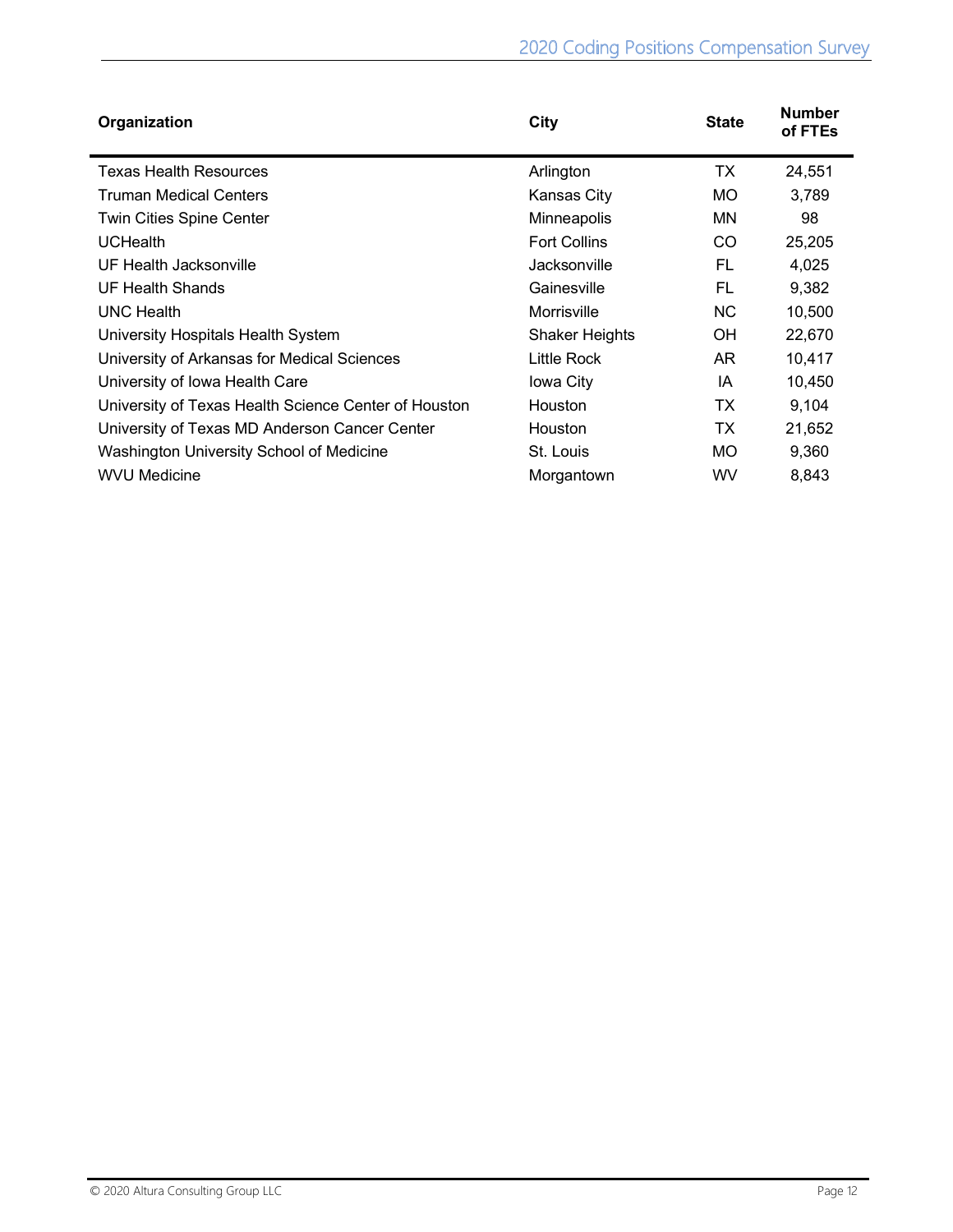| Organization | City | State | Number of FTEs |
|---|---|---|---|
| Texas Health Resources | Arlington | TX | 24,551 |
| Truman Medical Centers | Kansas City | MO | 3,789 |
| Twin Cities Spine Center | Minneapolis | MN | 98 |
| UCHealth | Fort Collins | CO | 25,205 |
| UF Health Jacksonville | Jacksonville | FL | 4,025 |
| UF Health Shands | Gainesville | FL | 9,382 |
| UNC Health | Morrisville | NC | 10,500 |
| University Hospitals Health System | Shaker Heights | OH | 22,670 |
| University of Arkansas for Medical Sciences | Little Rock | AR | 10,417 |
| University of Iowa Health Care | Iowa City | IA | 10,450 |
| University of Texas Health Science Center of Houston | Houston | TX | 9,104 |
| University of Texas MD Anderson Cancer Center | Houston | TX | 21,652 |
| Washington University School of Medicine | St. Louis | MO | 9,360 |
| WVU Medicine | Morgantown | WV | 8,843 |